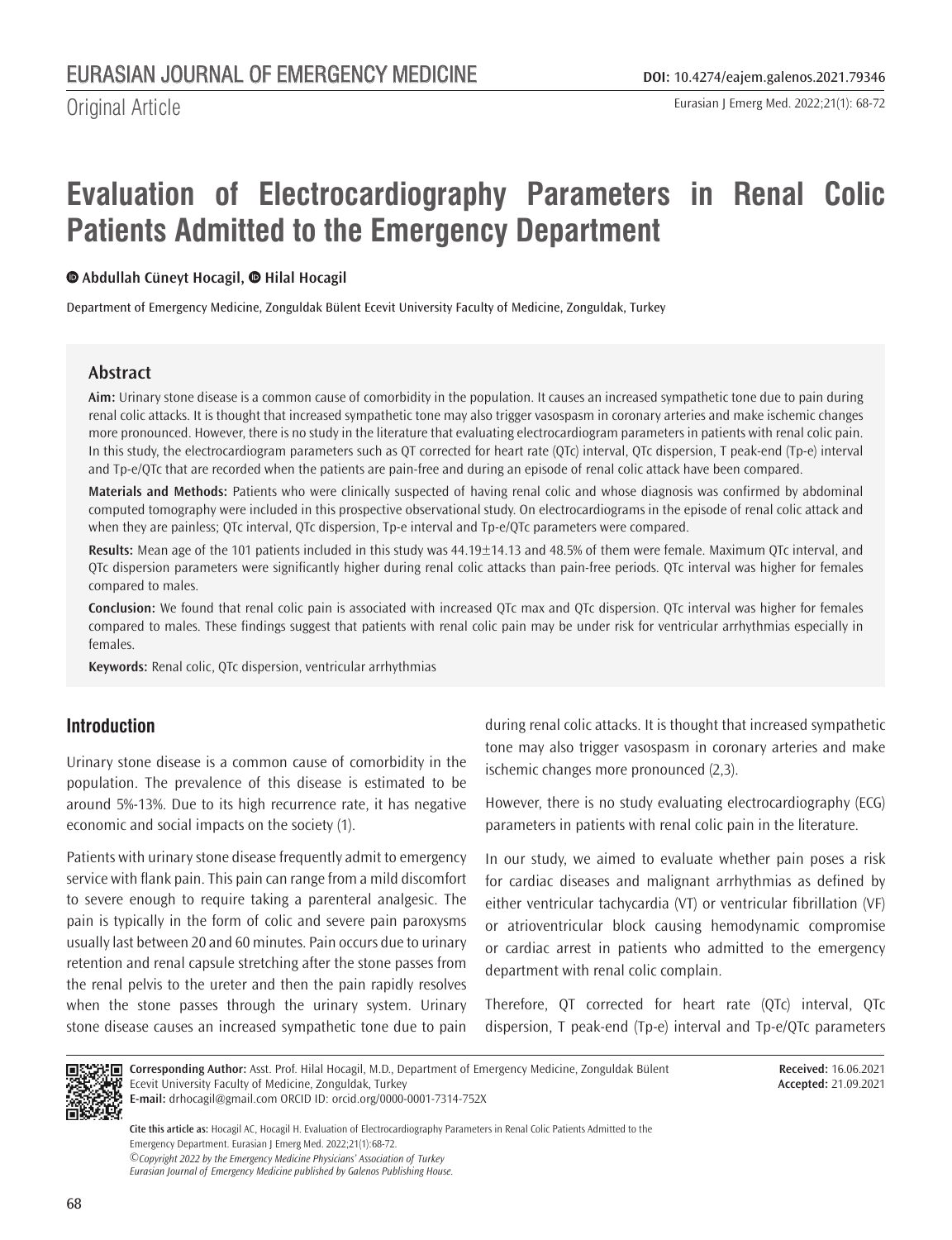Original Article

# Evaluation of Electrocardiography Parameters in Renal Colic Patients Admitted to the Emergency Department

**Abdullah Cüneyt Hocagil, Hilal Hocagil**

Department of Emergency Medicine, Zonguldak Bülent Ecevit University Faculty of Medicine, Zonguldak, Turkey

## Abstract

**Aim:** Urinary stone disease is a common cause of comorbidity in the population. It causes an increased sympathetic tone due to pain during renal colic attacks. It is thought that increased sympathetic tone may also trigger vasospasm in coronary arteries and make ischemic changes more pronounced. However, there is no study in the literature that evaluating electrocardiogram parameters in patients with renal colic pain. In this study, the electrocardiogram parameters such as QT corrected for heart rate (QTc) interval, QTc dispersion, T peak-end (Tp-e) interval and Tp-e/QTc that are recorded when the patients are pain-free and during an episode of renal colic attack have been compared.

**Materials and Methods:** Patients who were clinically suspected of having renal colic and whose diagnosis was confirmed by abdominal computed tomography were included in this prospective observational study. On electrocardiograms in the episode of renal colic attack and when they are painless; QTc interval, QTc dispersion, Tp-e interval and Tp-e/QTc parameters were compared.

**Results:** Mean age of the 101 patients included in this study was 44.19±14.13 and 48.5% of them were female. Maximum QTc interval, and QTc dispersion parameters were significantly higher during renal colic attacks than pain-free periods. QTc interval was higher for females compared to males.

**Conclusion:** We found that renal colic pain is associated with increased QTc max and QTc dispersion. QTc interval was higher for females compared to males. These findings suggest that patients with renal colic pain may be under risk for ventricular arrhythmias especially in females.

**Keywords:** Renal colic, QTc dispersion, ventricular arrhythmias

## Introduction

Urinary stone disease is a common cause of comorbidity in the population. The prevalence of this disease is estimated to be around 5%-13%. Due to its high recurrence rate, it has negative economic and social impacts on the society (1).

Patients with urinary stone disease frequently admit to emergency service with flank pain. This pain can range from a mild discomfort to severe enough to require taking a parenteral analgesic. The pain is typically in the form of colic and severe pain paroxysms usually last between 20 and 60 minutes. Pain occurs due to urinary retention and renal capsule stretching after the stone passes from the renal pelvis to the ureter and then the pain rapidly resolves when the stone passes through the urinary system. Urinary stone disease causes an increased sympathetic tone due to pain during renal colic attacks. It is thought that increased sympathetic tone may also trigger vasospasm in coronary arteries and make ischemic changes more pronounced (2,3).

However, there is no study evaluating electrocardiography (ECG) parameters in patients with renal colic pain in the literature.

In our study, we aimed to evaluate whether pain poses a risk for cardiac diseases and malignant arrhythmias as defined by either ventricular tachycardia (VT) or ventricular fibrillation (VF) or atrioventricular block causing hemodynamic compromise or cardiac arrest in patients who admitted to the emergency department with renal colic complain.

Therefore, QT corrected for heart rate (QTc) interval, QTc dispersion, T peak-end (Tp-e) interval and Tp-e/QTc parameters

**Corresponding Author:** Asst. Prof. Hilal Hocagil, M.D., Department of Emergency Medicine, Zonguldak Bülent Ecevit University Faculty of Medicine, Zonguldak, Turkey
**E-mail:** drhocagil@gmail.com ORCID ID: orcid.org/0000-0001-7314-752X

**Received:** 16.06.2021
**Accepted:** 21.09.2021

**Cite this article as:** Hocagil AC, Hocagil H. Evaluation of Electrocardiography Parameters in Renal Colic Patients Admitted to the Emergency Department. Eurasian J Emerg Med. 2022;21(1):68-72.

*©Copyright 2022 by the Emergency Medicine Physicians' Association of Turkey*
*Eurasian Journal of Emergency Medicine published by Galenos Publishing House.*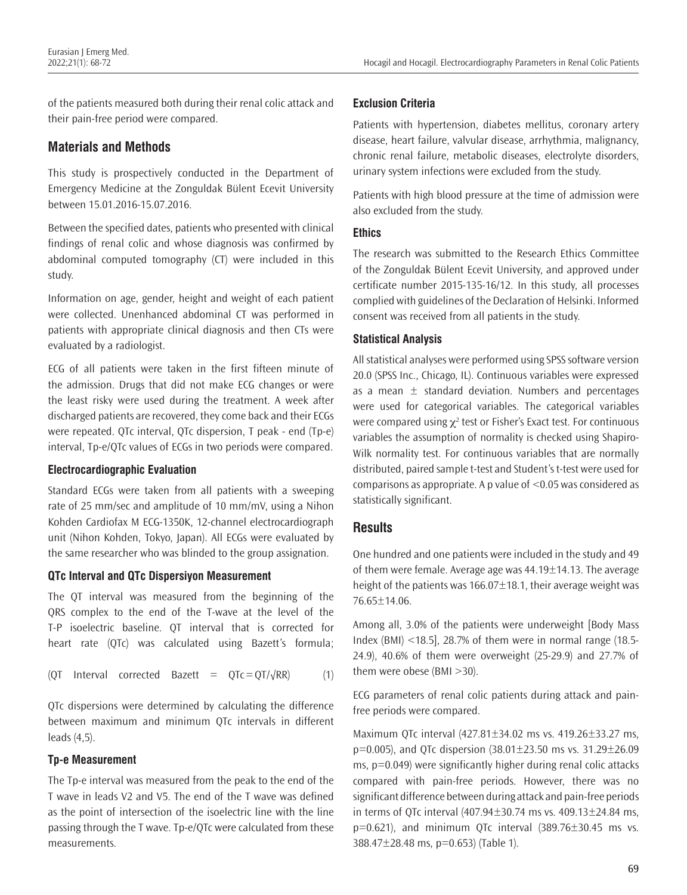of the patients measured both during their renal colic attack and their pain-free period were compared.

## Materials and Methods

This study is prospectively conducted in the Department of Emergency Medicine at the Zonguldak Bülent Ecevit University between 15.01.2016-15.07.2016.

Between the specified dates, patients who presented with clinical findings of renal colic and whose diagnosis was confirmed by abdominal computed tomography (CT) were included in this study.

Information on age, gender, height and weight of each patient were collected. Unenhanced abdominal CT was performed in patients with appropriate clinical diagnosis and then CTs were evaluated by a radiologist.

ECG of all patients were taken in the first fifteen minute of the admission. Drugs that did not make ECG changes or were the least risky were used during the treatment. A week after discharged patients are recovered, they come back and their ECGs were repeated. QTc interval, QTc dispersion, T peak - end (Tp-e) interval, Tp-e/QTc values of ECGs in two periods were compared.

### Electrocardiographic Evaluation

Standard ECGs were taken from all patients with a sweeping rate of 25 mm/sec and amplitude of 10 mm/mV, using a Nihon Kohden Cardiofax M ECG-1350K, 12-channel electrocardiograph unit (Nihon Kohden, Tokyo, Japan). All ECGs were evaluated by the same researcher who was blinded to the group assignation.

### QTc Interval and QTc Dispersiyon Measurement

The QT interval was measured from the beginning of the QRS complex to the end of the T-wave at the level of the T-P isoelectric baseline. QT interval that is corrected for heart rate (QTc) was calculated using Bazett's formula;

$$(\text{QT Interval corrected Bazett} = \text{QTc} = \text{QT}/\sqrt{\text{RR}}) \qquad (1)$$

QTc dispersions were determined by calculating the difference between maximum and minimum QTc intervals in different leads (4,5).

### Tp-e Measurement

The Tp-e interval was measured from the peak to the end of the T wave in leads V2 and V5. The end of the T wave was defined as the point of intersection of the isoelectric line with the line passing through the T wave. Tp-e/QTc were calculated from these measurements.

### Exclusion Criteria

Patients with hypertension, diabetes mellitus, coronary artery disease, heart failure, valvular disease, arrhythmia, malignancy, chronic renal failure, metabolic diseases, electrolyte disorders, urinary system infections were excluded from the study.

Patients with high blood pressure at the time of admission were also excluded from the study.

### Ethics

The research was submitted to the Research Ethics Committee of the Zonguldak Bülent Ecevit University, and approved under certificate number 2015-135-16/12. In this study, all processes complied with guidelines of the Declaration of Helsinki. Informed consent was received from all patients in the study.

### Statistical Analysis

All statistical analyses were performed using SPSS software version 20.0 (SPSS Inc., Chicago, IL). Continuous variables were expressed as a mean $\pm$ standard deviation. Numbers and percentages were used for categorical variables. The categorical variables were compared using $\chi^2$ test or Fisher's Exact test. For continuous variables the assumption of normality is checked using Shapiro-Wilk normality test. For continuous variables that are normally distributed, paired sample t-test and Student's t-test were used for comparisons as appropriate. A p value of $<0.05$ was considered as statistically significant.

## Results

One hundred and one patients were included in the study and 49 of them were female. Average age was 44.19±14.13. The average height of the patients was 166.07±18.1, their average weight was 76.65±14.06.

Among all, 3.0% of the patients were underweight [Body Mass Index (BMI) <18.5], 28.7% of them were in normal range (18.5-24.9), 40.6% of them were overweight (25-29.9) and 27.7% of them were obese (BMI >30).

ECG parameters of renal colic patients during attack and pain-free periods were compared.

Maximum QTc interval (427.81±34.02 ms vs. 419.26±33.27 ms, p=0.005), and QTc dispersion (38.01±23.50 ms vs. 31.29±26.09 ms, p=0.049) were significantly higher during renal colic attacks compared with pain-free periods. However, there was no significant difference between during attack and pain-free periods in terms of QTc interval (407.94±30.74 ms vs. 409.13±24.84 ms, p=0.621), and minimum QTc interval (389.76±30.45 ms vs. 388.47±28.48 ms, p=0.653) (Table 1).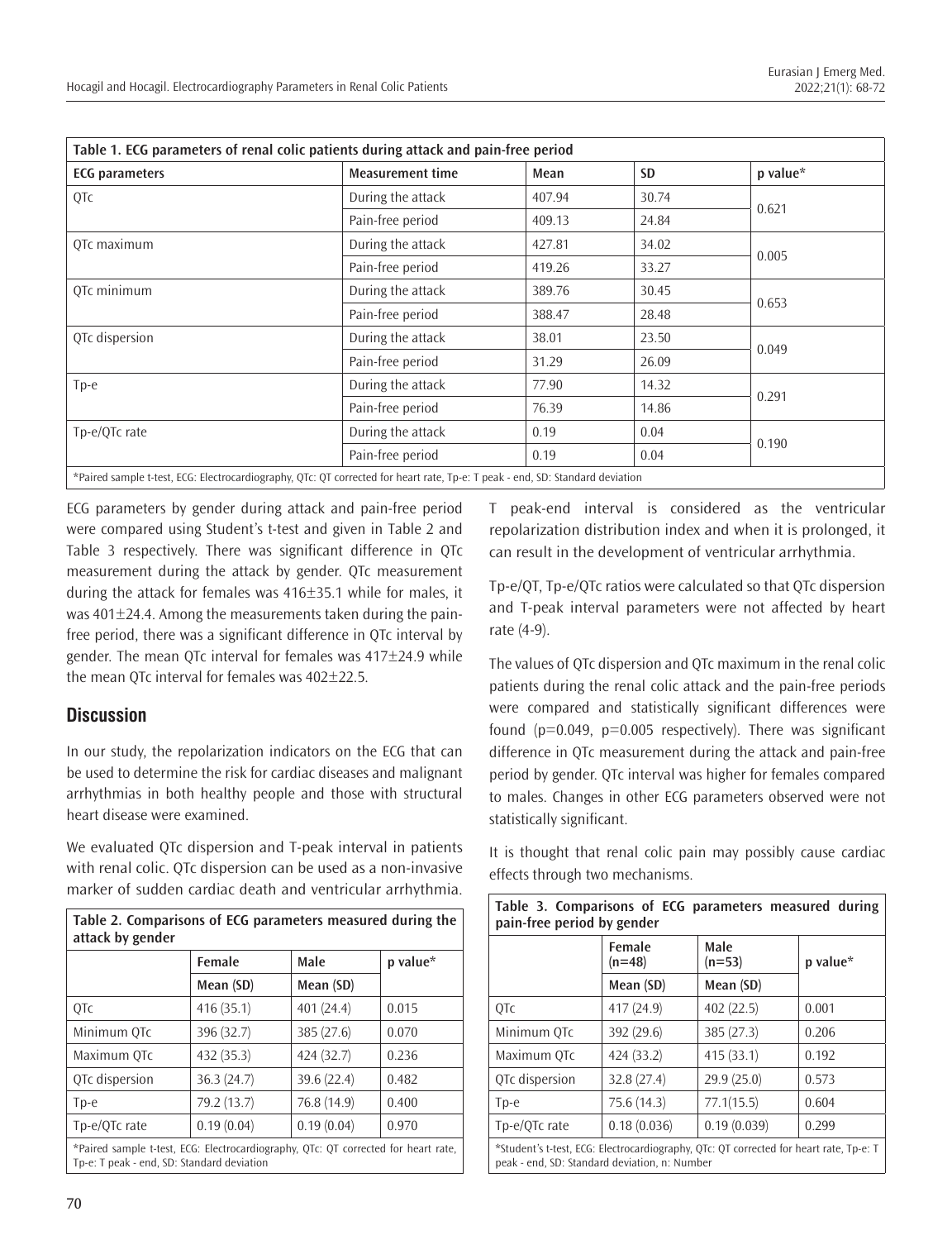| Table 1. ECG parameters of renal colic patients during attack and pain-free period | | | | |
|---|---|---|---|---|
| **ECG parameters** | **Measurement time** | **Mean** | **SD** | **p value*** |
| QTc | During the attack | 407.94 | 30.74 | 0.621 |
| | Pain-free period | 409.13 | 24.84 | |
| QTc maximum | During the attack | 427.81 | 34.02 | 0.005 |
| | Pain-free period | 419.26 | 33.27 | |
| QTc minimum | During the attack | 389.76 | 30.45 | 0.653 |
| | Pain-free period | 388.47 | 28.48 | |
| QTc dispersion | During the attack | 38.01 | 23.50 | 0.049 |
| | Pain-free period | 31.29 | 26.09 | |
| Tp-e | During the attack | 77.90 | 14.32 | 0.291 |
| | Pain-free period | 76.39 | 14.86 | |
| Tp-e/QTc rate | During the attack | 0.19 | 0.04 | 0.190 |
| | Pain-free period | 0.19 | 0.04 | |

*Paired sample t-test, ECG: Electrocardiography, QTc: QT corrected for heart rate, Tp-e: T peak - end, SD: Standard deviation

ECG parameters by gender during attack and pain-free period were compared using Student's t-test and given in Table 2 and Table 3 respectively. There was significant difference in QTc measurement during the attack by gender. QTc measurement during the attack for females was 416±35.1 while for males, it was 401±24.4. Among the measurements taken during the pain-free period, there was a significant difference in QTc interval by gender. The mean QTc interval for females was 417±24.9 while the mean QTc interval for females was 402±22.5.

## Discussion

In our study, the repolarization indicators on the ECG that can be used to determine the risk for cardiac diseases and malignant arrhythmias in both healthy people and those with structural heart disease were examined.

We evaluated QTc dispersion and T-peak interval in patients with renal colic. QTc dispersion can be used as a non-invasive marker of sudden cardiac death and ventricular arrhythmia.

| Table 2. Comparisons of ECG parameters measured during the attack by gender | | | |
|---|---|---|---|
| | **Female** | **Male** | **p value*** |
| | **Mean (SD)** | **Mean (SD)** | |
| QTc | 416 (35.1) | 401 (24.4) | 0.015 |
| Minimum QTc | 396 (32.7) | 385 (27.6) | 0.070 |
| Maximum QTc | 432 (35.3) | 424 (32.7) | 0.236 |
| QTc dispersion | 36.3 (24.7) | 39.6 (22.4) | 0.482 |
| Tp-e | 79.2 (13.7) | 76.8 (14.9) | 0.400 |
| Tp-e/QTc rate | 0.19 (0.04) | 0.19 (0.04) | 0.970 |

*Paired sample t-test, ECG: Electrocardiography, QTc: QT corrected for heart rate, Tp-e: T peak - end, SD: Standard deviation

T peak-end interval is considered as the ventricular repolarization distribution index and when it is prolonged, it can result in the development of ventricular arrhythmia.

Tp-e/QT, Tp-e/QTc ratios were calculated so that QTc dispersion and T-peak interval parameters were not affected by heart rate (4-9).

The values of QTc dispersion and QTc maximum in the renal colic patients during the renal colic attack and the pain-free periods were compared and statistically significant differences were found (p=0.049, p=0.005 respectively). There was significant difference in QTc measurement during the attack and pain-free period by gender. QTc interval was higher for females compared to males. Changes in other ECG parameters observed were not statistically significant.

It is thought that renal colic pain may possibly cause cardiac effects through two mechanisms.

| Table 3. Comparisons of ECG parameters measured during pain-free period by gender | | | |
|---|---|---|---|
| | **Female (n=48)** | **Male (n=53)** | **p value*** |
| | **Mean (SD)** | **Mean (SD)** | |
| QTc | 417 (24.9) | 402 (22.5) | 0.001 |
| Minimum QTc | 392 (29.6) | 385 (27.3) | 0.206 |
| Maximum QTc | 424 (33.2) | 415 (33.1) | 0.192 |
| QTc dispersion | 32.8 (27.4) | 29.9 (25.0) | 0.573 |
| Tp-e | 75.6 (14.3) | 77.1(15.5) | 0.604 |
| Tp-e/QTc rate | 0.18 (0.036) | 0.19 (0.039) | 0.299 |

*Student's t-test, ECG: Electrocardiography, QTc: QT corrected for heart rate, Tp-e: T peak - end, SD: Standard deviation, n: Number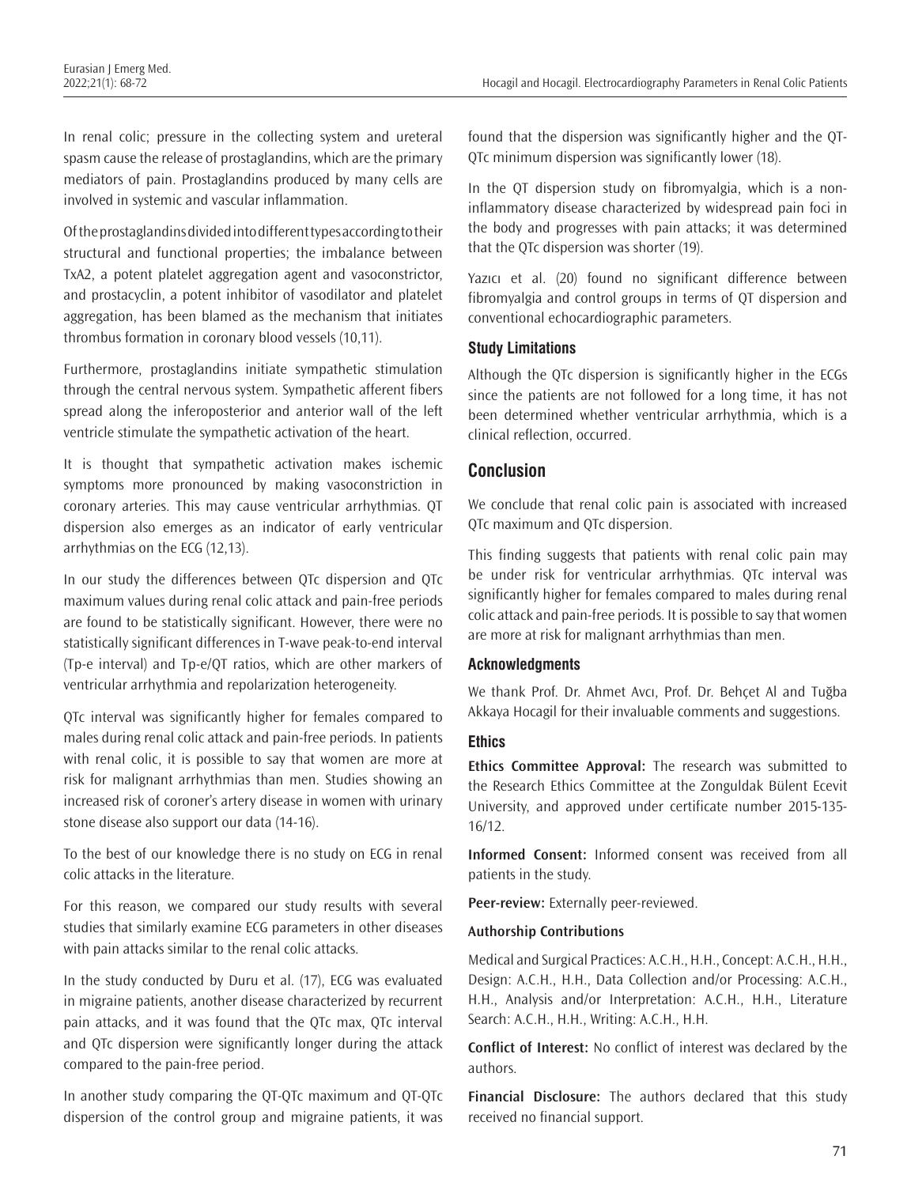In renal colic; pressure in the collecting system and ureteral spasm cause the release of prostaglandins, which are the primary mediators of pain. Prostaglandins produced by many cells are involved in systemic and vascular inflammation.

Of the prostaglandins divided into different types according to their structural and functional properties; the imbalance between TxA2, a potent platelet aggregation agent and vasoconstrictor, and prostacyclin, a potent inhibitor of vasodilator and platelet aggregation, has been blamed as the mechanism that initiates thrombus formation in coronary blood vessels (10,11).

Furthermore, prostaglandins initiate sympathetic stimulation through the central nervous system. Sympathetic afferent fibers spread along the inferoposterior and anterior wall of the left ventricle stimulate the sympathetic activation of the heart.

It is thought that sympathetic activation makes ischemic symptoms more pronounced by making vasoconstriction in coronary arteries. This may cause ventricular arrhythmias. QT dispersion also emerges as an indicator of early ventricular arrhythmias on the ECG (12,13).

In our study the differences between QTc dispersion and QTc maximum values during renal colic attack and pain-free periods are found to be statistically significant. However, there were no statistically significant differences in T-wave peak-to-end interval (Tp-e interval) and Tp-e/QT ratios, which are other markers of ventricular arrhythmia and repolarization heterogeneity.

QTc interval was significantly higher for females compared to males during renal colic attack and pain-free periods. In patients with renal colic, it is possible to say that women are more at risk for malignant arrhythmias than men. Studies showing an increased risk of coroner's artery disease in women with urinary stone disease also support our data (14-16).

To the best of our knowledge there is no study on ECG in renal colic attacks in the literature.

For this reason, we compared our study results with several studies that similarly examine ECG parameters in other diseases with pain attacks similar to the renal colic attacks.

In the study conducted by Duru et al. (17), ECG was evaluated in migraine patients, another disease characterized by recurrent pain attacks, and it was found that the QTc max, QTc interval and QTc dispersion were significantly longer during the attack compared to the pain-free period.

In another study comparing the QT-QTc maximum and QT-QTc dispersion of the control group and migraine patients, it was found that the dispersion was significantly higher and the QT-QTc minimum dispersion was significantly lower (18).

In the QT dispersion study on fibromyalgia, which is a non-inflammatory disease characterized by widespread pain foci in the body and progresses with pain attacks; it was determined that the QTc dispersion was shorter (19).

Yazıcı et al. (20) found no significant difference between fibromyalgia and control groups in terms of QT dispersion and conventional echocardiographic parameters.

### Study Limitations

Although the QTc dispersion is significantly higher in the ECGs since the patients are not followed for a long time, it has not been determined whether ventricular arrhythmia, which is a clinical reflection, occurred.

## Conclusion

We conclude that renal colic pain is associated with increased QTc maximum and QTc dispersion.

This finding suggests that patients with renal colic pain may be under risk for ventricular arrhythmias. QTc interval was significantly higher for females compared to males during renal colic attack and pain-free periods. It is possible to say that women are more at risk for malignant arrhythmias than men.

### Acknowledgments

We thank Prof. Dr. Ahmet Avcı, Prof. Dr. Behçet Al and Tuğba Akkaya Hocagil for their invaluable comments and suggestions.

### Ethics

**Ethics Committee Approval:** The research was submitted to the Research Ethics Committee at the Zonguldak Bülent Ecevit University, and approved under certificate number 2015-135-16/12.

**Informed Consent:** Informed consent was received from all patients in the study.

**Peer-review:** Externally peer-reviewed.

**Authorship Contributions**

Medical and Surgical Practices: A.C.H., H.H., Concept: A.C.H., H.H., Design: A.C.H., H.H., Data Collection and/or Processing: A.C.H., H.H., Analysis and/or Interpretation: A.C.H., H.H., Literature Search: A.C.H., H.H., Writing: A.C.H., H.H.

**Conflict of Interest:** No conflict of interest was declared by the authors.

**Financial Disclosure:** The authors declared that this study received no financial support.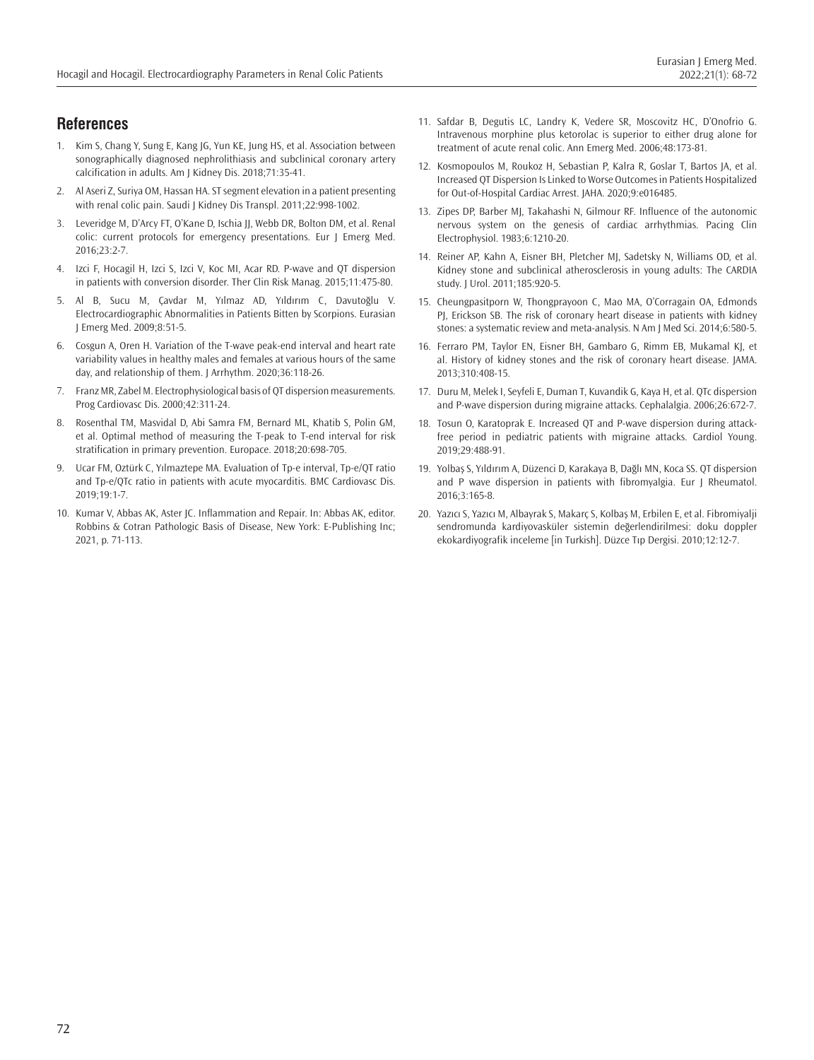## References

1. Kim S, Chang Y, Sung E, Kang JG, Yun KE, Jung HS, et al. Association between sonographically diagnosed nephrolithiasis and subclinical coronary artery calcification in adults. Am J Kidney Dis. 2018;71:35-41.
2. Al Aseri Z, Suriya OM, Hassan HA. ST segment elevation in a patient presenting with renal colic pain. Saudi J Kidney Dis Transpl. 2011;22:998-1002.
3. Leveridge M, D'Arcy FT, O'Kane D, Ischia JJ, Webb DR, Bolton DM, et al. Renal colic: current protocols for emergency presentations. Eur J Emerg Med. 2016;23:2-7.
4. Izci F, Hocagil H, Izci S, Izci V, Koc MI, Acar RD. P-wave and QT dispersion in patients with conversion disorder. Ther Clin Risk Manag. 2015;11:475-80.
5. Al B, Sucu M, Çavdar M, Yılmaz AD, Yıldırım C, Davutoğlu V. Electrocardiographic Abnormalities in Patients Bitten by Scorpions. Eurasian J Emerg Med. 2009;8:51-5.
6. Cosgun A, Oren H. Variation of the T-wave peak-end interval and heart rate variability values in healthy males and females at various hours of the same day, and relationship of them. J Arrhythm. 2020;36:118-26.
7. Franz MR, Zabel M. Electrophysiological basis of QT dispersion measurements. Prog Cardiovasc Dis. 2000;42:311-24.
8. Rosenthal TM, Masvidal D, Abi Samra FM, Bernard ML, Khatib S, Polin GM, et al. Optimal method of measuring the T-peak to T-end interval for risk stratification in primary prevention. Europace. 2018;20:698-705.
9. Ucar FM, Oztürk C, Yılmaztepe MA. Evaluation of Tp-e interval, Tp-e/QT ratio and Tp-e/QTc ratio in patients with acute myocarditis. BMC Cardiovasc Dis. 2019;19:1-7.
10. Kumar V, Abbas AK, Aster JC. Inflammation and Repair. In: Abbas AK, editor. Robbins & Cotran Pathologic Basis of Disease, New York: E-Publishing Inc; 2021, p. 71-113.
11. Safdar B, Degutis LC, Landry K, Vedere SR, Moscovitz HC, D'Onofrio G. Intravenous morphine plus ketorolac is superior to either drug alone for treatment of acute renal colic. Ann Emerg Med. 2006;48:173-81.
12. Kosmopoulos M, Roukoz H, Sebastian P, Kalra R, Goslar T, Bartos JA, et al. Increased QT Dispersion Is Linked to Worse Outcomes in Patients Hospitalized for Out-of-Hospital Cardiac Arrest. JAHA. 2020;9:e016485.
13. Zipes DP, Barber MJ, Takahashi N, Gilmour RF. Influence of the autonomic nervous system on the genesis of cardiac arrhythmias. Pacing Clin Electrophysiol. 1983;6:1210-20.
14. Reiner AP, Kahn A, Eisner BH, Pletcher MJ, Sadetsky N, Williams OD, et al. Kidney stone and subclinical atherosclerosis in young adults: The CARDIA study. J Urol. 2011;185:920-5.
15. Cheungpasitporn W, Thongprayoon C, Mao MA, O'Corragain OA, Edmonds PJ, Erickson SB. The risk of coronary heart disease in patients with kidney stones: a systematic review and meta-analysis. N Am J Med Sci. 2014;6:580-5.
16. Ferraro PM, Taylor EN, Eisner BH, Gambaro G, Rimm EB, Mukamal KJ, et al. History of kidney stones and the risk of coronary heart disease. JAMA. 2013;310:408-15.
17. Duru M, Melek I, Seyfeli E, Duman T, Kuvandik G, Kaya H, et al. QTc dispersion and P-wave dispersion during migraine attacks. Cephalalgia. 2006;26:672-7.
18. Tosun O, Karatoprak E. Increased QT and P-wave dispersion during attack-free period in pediatric patients with migraine attacks. Cardiol Young. 2019;29:488-91.
19. Yolbaş S, Yıldırım A, Düzenci D, Karakaya B, Dağlı MN, Koca SS. QT dispersion and P wave dispersion in patients with fibromyalgia. Eur J Rheumatol. 2016;3:165-8.
20. Yazıcı S, Yazıcı M, Albayrak S, Makarç S, Kolbaş M, Erbilen E, et al. Fibromiyalji sendromunda kardiyovasküler sistemin değerlendirilmesi: doku doppler ekokardiyografik inceleme [in Turkish]. Düzce Tıp Dergisi. 2010;12:12-7.